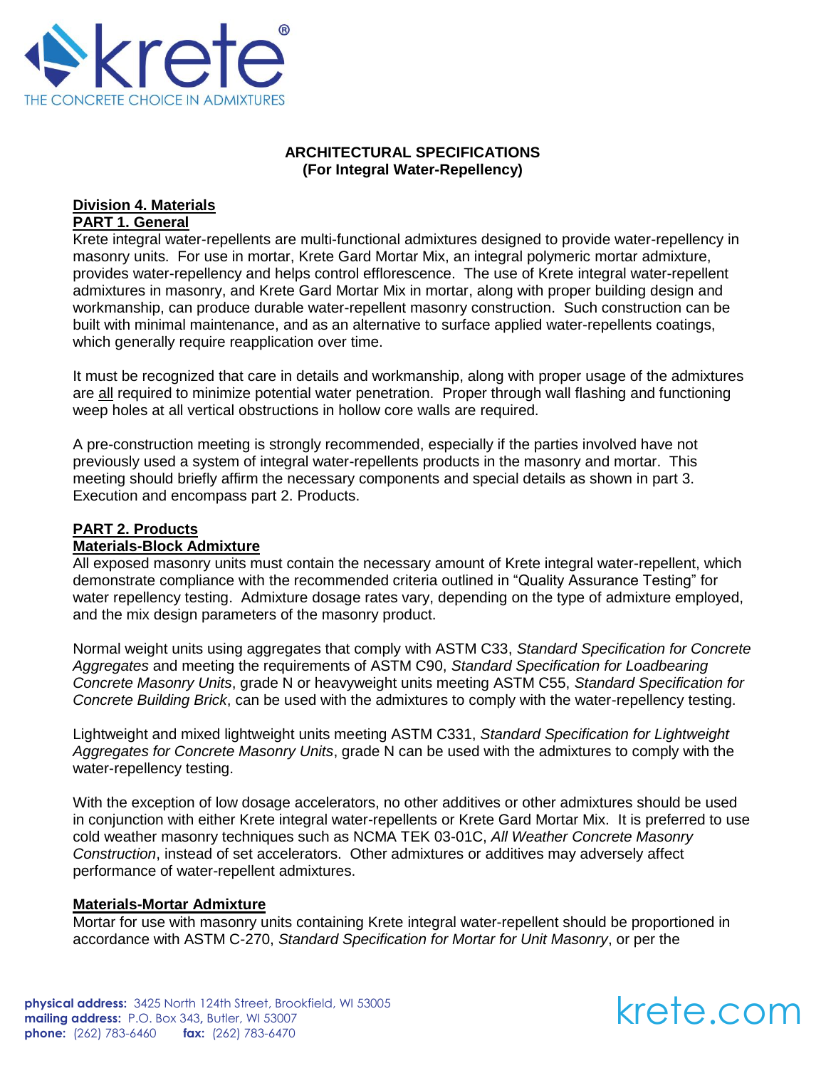**ARCHITECTURAL SPECIFICATIONS**
**(For Integral Water-Repellency)**

## Division 4. Materials

### PART 1. General

Krete integral water-repellents are multi-functional admixtures designed to provide water-repellency in masonry units. For use in mortar, Krete Gard Mortar Mix, an integral polymeric mortar admixture, provides water-repellency and helps control efflorescence. The use of Krete integral water-repellent admixtures in masonry, and Krete Gard Mortar Mix in mortar, along with proper building design and workmanship, can produce durable water-repellent masonry construction. Such construction can be built with minimal maintenance, and as an alternative to surface applied water-repellents coatings, which generally require reapplication over time.

It must be recognized that care in details and workmanship, along with proper usage of the admixtures are all required to minimize potential water penetration. Proper through wall flashing and functioning weep holes at all vertical obstructions in hollow core walls are required.

A pre-construction meeting is strongly recommended, especially if the parties involved have not previously used a system of integral water-repellents products in the masonry and mortar. This meeting should briefly affirm the necessary components and special details as shown in part 3. Execution and encompass part 2. Products.

### PART 2. Products

#### Materials-Block Admixture

All exposed masonry units must contain the necessary amount of Krete integral water-repellent, which demonstrate compliance with the recommended criteria outlined in "Quality Assurance Testing" for water repellency testing. Admixture dosage rates vary, depending on the type of admixture employed, and the mix design parameters of the masonry product.

Normal weight units using aggregates that comply with ASTM C33, *Standard Specification for Concrete Aggregates* and meeting the requirements of ASTM C90, *Standard Specification for Loadbearing Concrete Masonry Units*, grade N or heavyweight units meeting ASTM C55, *Standard Specification for Concrete Building Brick*, can be used with the admixtures to comply with the water-repellency testing.

Lightweight and mixed lightweight units meeting ASTM C331, *Standard Specification for Lightweight Aggregates for Concrete Masonry Units*, grade N can be used with the admixtures to comply with the water-repellency testing.

With the exception of low dosage accelerators, no other additives or other admixtures should be used in conjunction with either Krete integral water-repellents or Krete Gard Mortar Mix. It is preferred to use cold weather masonry techniques such as NCMA TEK 03-01C, *All Weather Concrete Masonry Construction*, instead of set accelerators. Other admixtures or additives may adversely affect performance of water-repellent admixtures.

#### Materials-Mortar Admixture

Mortar for use with masonry units containing Krete integral water-repellent should be proportioned in accordance with ASTM C-270, *Standard Specification for Mortar for Unit Masonry*, or per the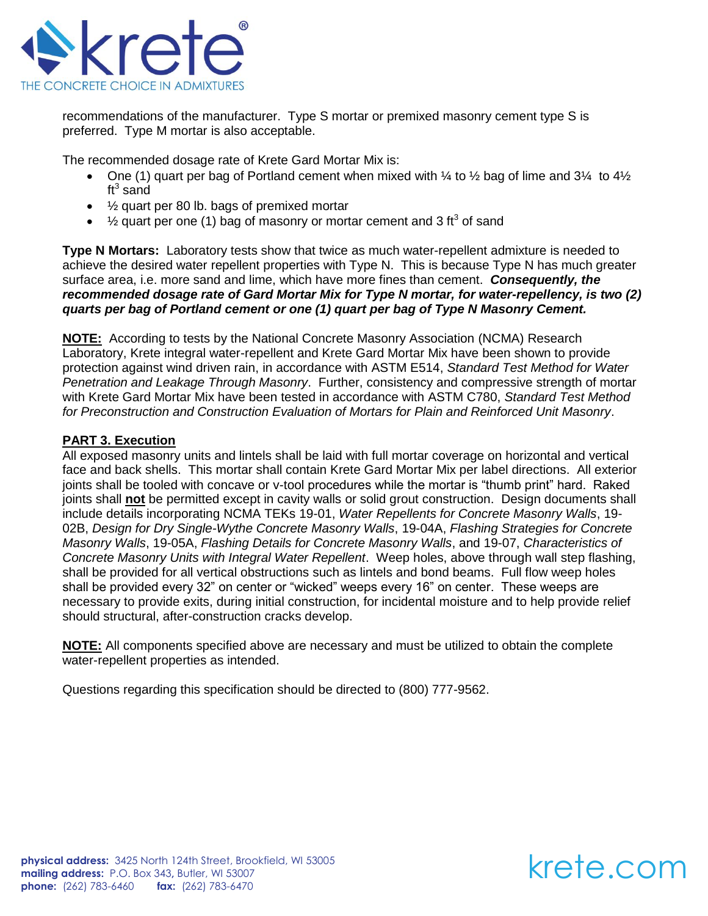recommendations of the manufacturer. Type S mortar or premixed masonry cement type S is preferred. Type M mortar is also acceptable.

The recommended dosage rate of Krete Gard Mortar Mix is:

- One (1) quart per bag of Portland cement when mixed with ¼ to ½ bag of lime and 3¼ to 4½ $ft^3$ sand
- ½ quart per 80 lb. bags of premixed mortar
- ½ quart per one (1) bag of masonry or mortar cement and 3 $ft^3$ of sand

**Type N Mortars:** Laboratory tests show that twice as much water-repellent admixture is needed to achieve the desired water repellent properties with Type N. This is because Type N has much greater surface area, i.e. more sand and lime, which have more fines than cement. ***Consequently, the recommended dosage rate of Gard Mortar Mix for Type N mortar, for water-repellency, is two (2) quarts per bag of Portland cement or one (1) quart per bag of Type N Masonry Cement.***

**NOTE:** According to tests by the National Concrete Masonry Association (NCMA) Research Laboratory, Krete integral water-repellent and Krete Gard Mortar Mix have been shown to provide protection against wind driven rain, in accordance with ASTM E514, *Standard Test Method for Water Penetration and Leakage Through Masonry*. Further, consistency and compressive strength of mortar with Krete Gard Mortar Mix have been tested in accordance with ASTM C780, *Standard Test Method for Preconstruction and Construction Evaluation of Mortars for Plain and Reinforced Unit Masonry*.

## PART 3. Execution

All exposed masonry units and lintels shall be laid with full mortar coverage on horizontal and vertical face and back shells. This mortar shall contain Krete Gard Mortar Mix per label directions. All exterior joints shall be tooled with concave or v-tool procedures while the mortar is "thumb print" hard. Raked joints shall **not** be permitted except in cavity walls or solid grout construction. Design documents shall include details incorporating NCMA TEKs 19-01, *Water Repellents for Concrete Masonry Walls*, 19-02B, *Design for Dry Single-Wythe Concrete Masonry Walls*, 19-04A, *Flashing Strategies for Concrete Masonry Walls*, 19-05A, *Flashing Details for Concrete Masonry Walls*, and 19-07, *Characteristics of Concrete Masonry Units with Integral Water Repellent*. Weep holes, above through wall step flashing, shall be provided for all vertical obstructions such as lintels and bond beams. Full flow weep holes shall be provided every 32" on center or "wicked" weeps every 16" on center. These weeps are necessary to provide exits, during initial construction, for incidental moisture and to help provide relief should structural, after-construction cracks develop.

**NOTE:** All components specified above are necessary and must be utilized to obtain the complete water-repellent properties as intended.

Questions regarding this specification should be directed to (800) 777-9562.